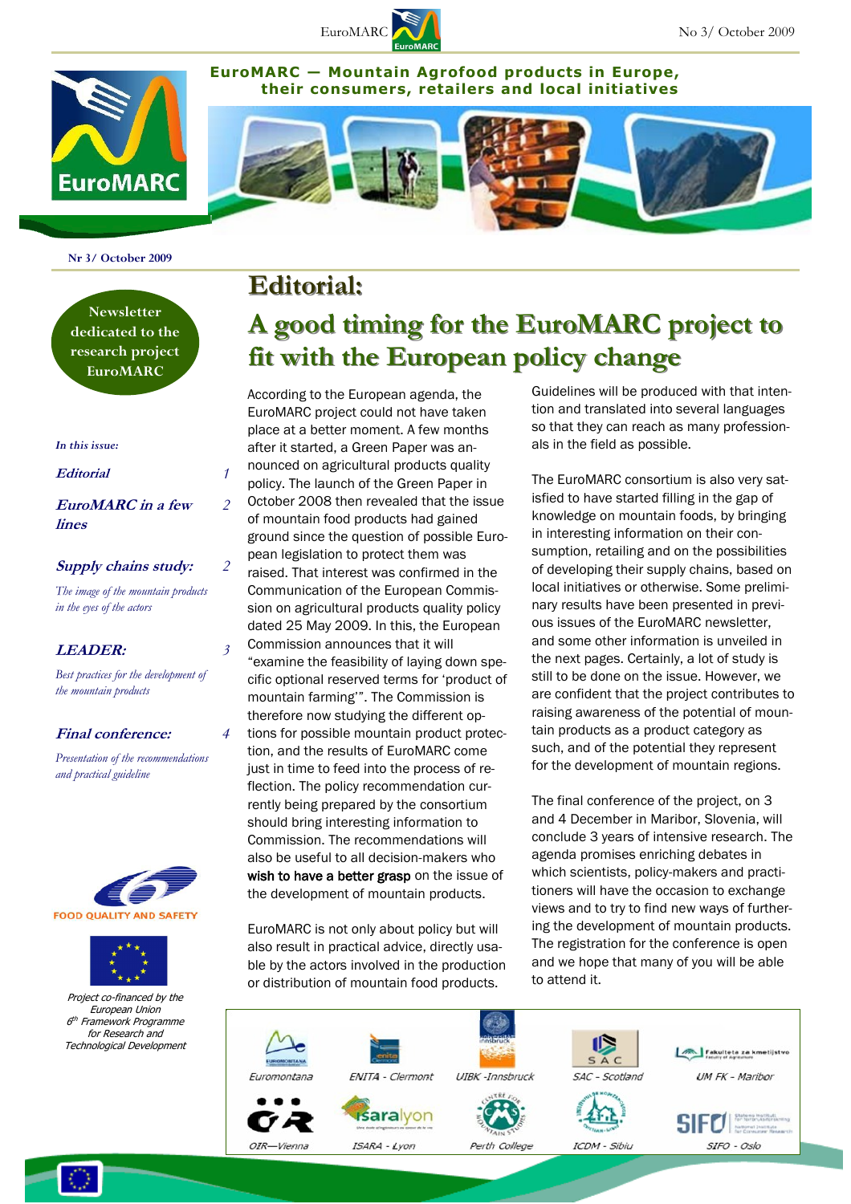# EuroMARC — Mountain Agrofood products in Europe, their consumers, retailers and local initiatives

Nr 3/ October 2009

Newsletter dedicated to the research project EuroMARC

*In this issue:*

| | |
|---|---|
| ***Editorial*** | *1* |
| ***EuroMARC in a few lines*** | *2* |
| ***Supply chains study:*** *The image of the mountain products in the eyes of the actors* | *2* |
| ***LEADER:*** *Best practices for the development of the mountain products* | *3* |
| ***Final conference:*** *Presentation of the recommendations and practical guideline* | *4* |

FOOD QUALITY AND SAFETY

*Project co-financed by the European Union 6th Framework Programme for Research and Technological Development*

# Editorial:

## A good timing for the EuroMARC project to fit with the European policy change

According to the European agenda, the EuroMARC project could not have taken place at a better moment. A few months after it started, a Green Paper was announced on agricultural products quality policy. The launch of the Green Paper in October 2008 then revealed that the issue of mountain food products had gained ground since the question of possible European legislation to protect them was raised. That interest was confirmed in the Communication of the European Commission on agricultural products quality policy dated 25 May 2009. In this, the European Commission announces that it will "examine the feasibility of laying down specific optional reserved terms for 'product of mountain farming'". The Commission is therefore now studying the different options for possible mountain product protection, and the results of EuroMARC come just in time to feed into the process of reflection. The policy recommendation currently being prepared by the consortium should bring interesting information to Commission. The recommendations will also be useful to all decision-makers who wish to have a better grasp on the issue of the development of mountain products.

EuroMARC is not only about policy but will also result in practical advice, directly usable by the actors involved in the production or distribution of mountain food products. Guidelines will be produced with that intention and translated into several languages so that they can reach as many professionals in the field as possible.

The EuroMARC consortium is also very satisfied to have started filling in the gap of knowledge on mountain foods, by bringing in interesting information on their consumption, retailing and on the possibilities of developing their supply chains, based on local initiatives or otherwise. Some preliminary results have been presented in previous issues of the EuroMARC newsletter, and some other information is unveiled in the next pages. Certainly, a lot of study is still to be done on the issue. However, we are confident that the project contributes to raising awareness of the potential of mountain products as a product category as such, and of the potential they represent for the development of mountain regions.

The final conference of the project, on 3 and 4 December in Maribor, Slovenia, will conclude 3 years of intensive research. The agenda promises enriching debates in which scientists, policy-makers and practitioners will have the occasion to exchange views and to try to find new ways of furthering the development of mountain products. The registration for the conference is open and we hope that many of you will be able to attend it.

*Euromontana* · *ENITA - Clermont* · *UIBK -Innsbruck* · *SAC - Scotland* · *UM FK - Maribor* · *OIR—Vienna* · *ISARA - Lyon* · *Perth College* · *ICDM - Sibiu* · *SIFO - Oslo*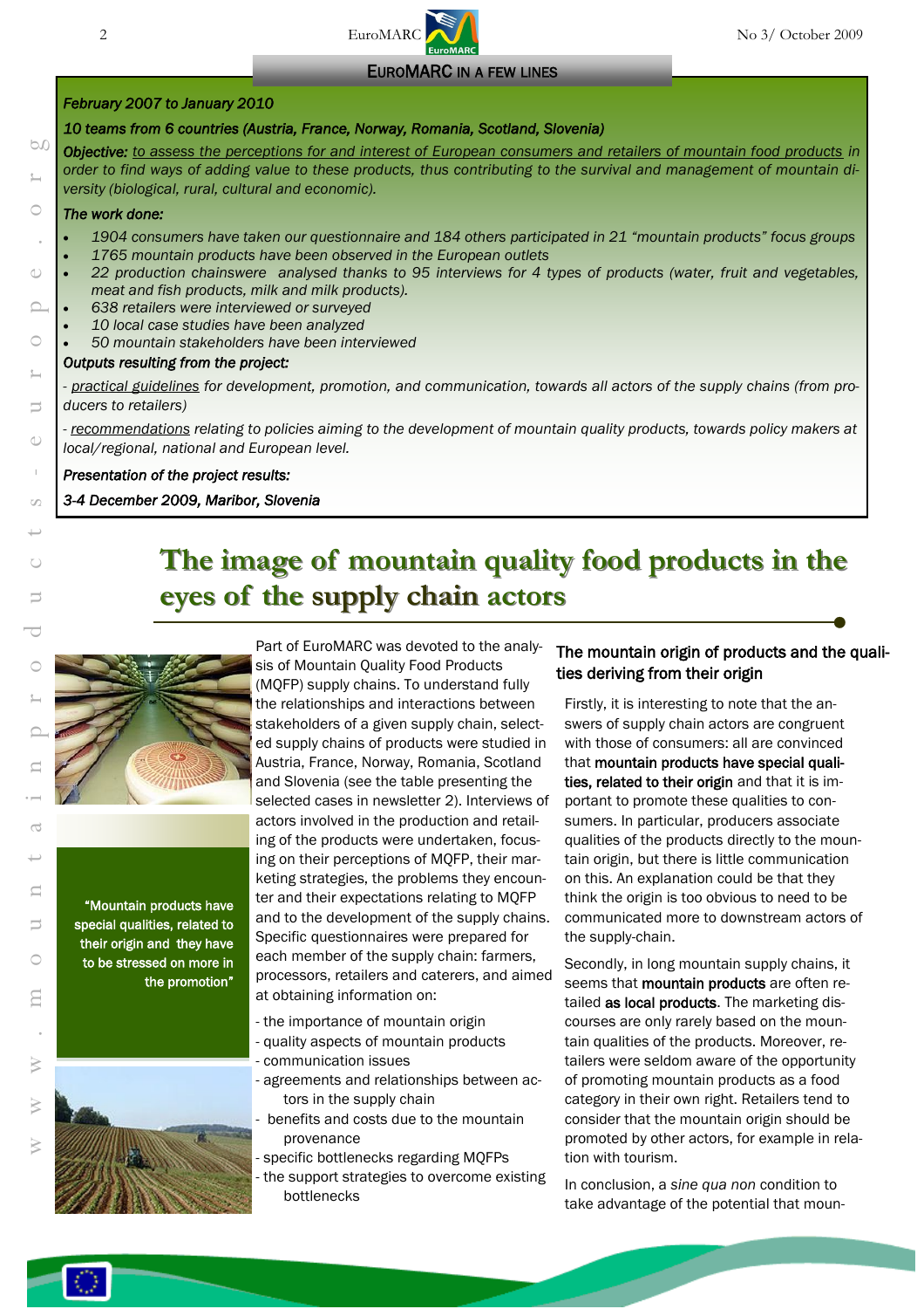## EuroMARC in a few lines

*February 2007 to January 2010*

*10 teams from 6 countries (Austria, France, Norway, Romania, Scotland, Slovenia)*

***Objective:*** *to assess the perceptions for and interest of European consumers and retailers of mountain food products in order to find ways of adding value to these products, thus contributing to the survival and management of mountain diversity (biological, rural, cultural and economic).*

***The work done:***

- *1904 consumers have taken our questionnaire and 184 others participated in 21 "mountain products" focus groups*
- *1765 mountain products have been observed in the European outlets*
- *22 production chainswere analysed thanks to 95 interviews for 4 types of products (water, fruit and vegetables, meat and fish products, milk and milk products).*
- *638 retailers were interviewed or surveyed*
- *10 local case studies have been analyzed*
- *50 mountain stakeholders have been interviewed*

***Outputs resulting from the project:***

*- practical guidelines for development, promotion, and communication, towards all actors of the supply chains (from producers to retailers)*

*- recommendations relating to policies aiming to the development of mountain quality products, towards policy makers at local/regional, national and European level.*

***Presentation of the project results:***

***3-4 December 2009, Maribor, Slovenia***

# The image of mountain quality food products in the eyes of the supply chain actors

Part of EuroMARC was devoted to the analysis of Mountain Quality Food Products (MQFP) supply chains. To understand fully the relationships and interactions between stakeholders of a given supply chain, selected supply chains of products were studied in Austria, France, Norway, Romania, Scotland and Slovenia (see the table presenting the selected cases in newsletter 2). Interviews of actors involved in the production and retailing of the products were undertaken, focusing on their perceptions of MQFP, their marketing strategies, the problems they encounter and their expectations relating to MQFP and to the development of the supply chains. Specific questionnaires were prepared for each member of the supply chain: farmers, processors, retailers and caterers, and aimed at obtaining information on:

- the importance of mountain origin
- quality aspects of mountain products
- communication issues
- agreements and relationships between actors in the supply chain
- benefits and costs due to the mountain provenance
- specific bottlenecks regarding MQFPs
- the support strategies to overcome existing bottlenecks

**"Mountain products have special qualities, related to their origin and they have to be stressed on more in the promotion"**

### The mountain origin of products and the qualities deriving from their origin

Firstly, it is interesting to note that the answers of supply chain actors are congruent with those of consumers: all are convinced that **mountain products have special qualities, related to their origin** and that it is important to promote these qualities to consumers. In particular, producers associate qualities of the products directly to the mountain origin, but there is little communication on this. An explanation could be that they think the origin is too obvious to need to be communicated more to downstream actors of the supply-chain.

Secondly, in long mountain supply chains, it seems that **mountain products** are often retailed **as local products**. The marketing discourses are only rarely based on the mountain qualities of the products. Moreover, retailers were seldom aware of the opportunity of promoting mountain products as a food category in their own right. Retailers tend to consider that the mountain origin should be promoted by other actors, for example in relation with tourism.

In conclusion, a *sine qua non* condition to take advantage of the potential that moun-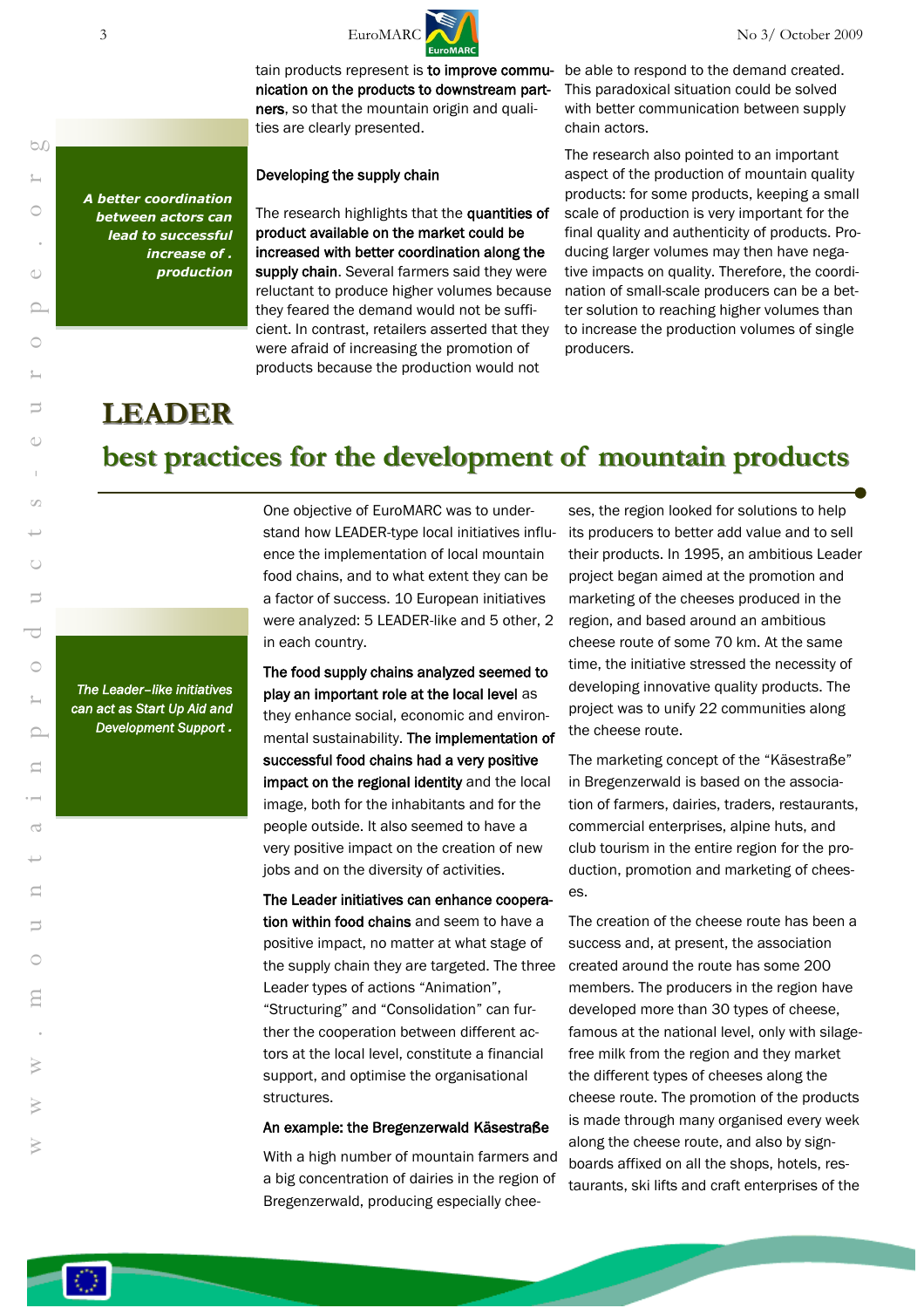tain products represent is **to improve communication on the products to downstream partners**, so that the mountain origin and qualities are clearly presented.

***A better coordination between actors can lead to successful increase of . production***

### Developing the supply chain

The research highlights that the **quantities of product available on the market could be increased with better coordination along the supply chain**. Several farmers said they were reluctant to produce higher volumes because they feared the demand would not be sufficient. In contrast, retailers asserted that they were afraid of increasing the promotion of products because the production would not be able to respond to the demand created. This paradoxical situation could be solved with better communication between supply chain actors.

The research also pointed to an important aspect of the production of mountain quality products: for some products, keeping a small scale of production is very important for the final quality and authenticity of products. Producing larger volumes may then have negative impacts on quality. Therefore, the coordination of small-scale producers can be a better solution to reaching higher volumes than to increase the production volumes of single producers.

# LEADER

## best practices for the development of mountain products

*The Leader–like initiatives can act as Start Up Aid and Development Support .*

One objective of EuroMARC was to understand how LEADER-type local initiatives influence the implementation of local mountain food chains, and to what extent they can be a factor of success. 10 European initiatives were analyzed: 5 LEADER-like and 5 other, 2 in each country.

**The food supply chains analyzed seemed to play an important role at the local level** as they enhance social, economic and environmental sustainability. **The implementation of successful food chains had a very positive impact on the regional identity** and the local image, both for the inhabitants and for the people outside. It also seemed to have a very positive impact on the creation of new jobs and on the diversity of activities.

**The Leader initiatives can enhance cooperation within food chains** and seem to have a positive impact, no matter at what stage of the supply chain they are targeted. The three Leader types of actions "Animation", "Structuring" and "Consolidation" can further the cooperation between different actors at the local level, constitute a financial support, and optimise the organisational structures.

### An example: the Bregenzerwald Käsestraße

With a high number of mountain farmers and a big concentration of dairies in the region of Bregenzerwald, producing especially cheeses, the region looked for solutions to help its producers to better add value and to sell their products. In 1995, an ambitious Leader project began aimed at the promotion and marketing of the cheeses produced in the region, and based around an ambitious cheese route of some 70 km. At the same time, the initiative stressed the necessity of developing innovative quality products. The project was to unify 22 communities along the cheese route.

The marketing concept of the "Käsestraße" in Bregenzerwald is based on the association of farmers, dairies, traders, restaurants, commercial enterprises, alpine huts, and club tourism in the entire region for the production, promotion and marketing of cheeses.

The creation of the cheese route has been a success and, at present, the association created around the route has some 200 members. The producers in the region have developed more than 30 types of cheese, famous at the national level, only with silage-free milk from the region and they market the different types of cheeses along the cheese route. The promotion of the products is made through many organised every week along the cheese route, and also by signboards affixed on all the shops, hotels, restaurants, ski lifts and craft enterprises of the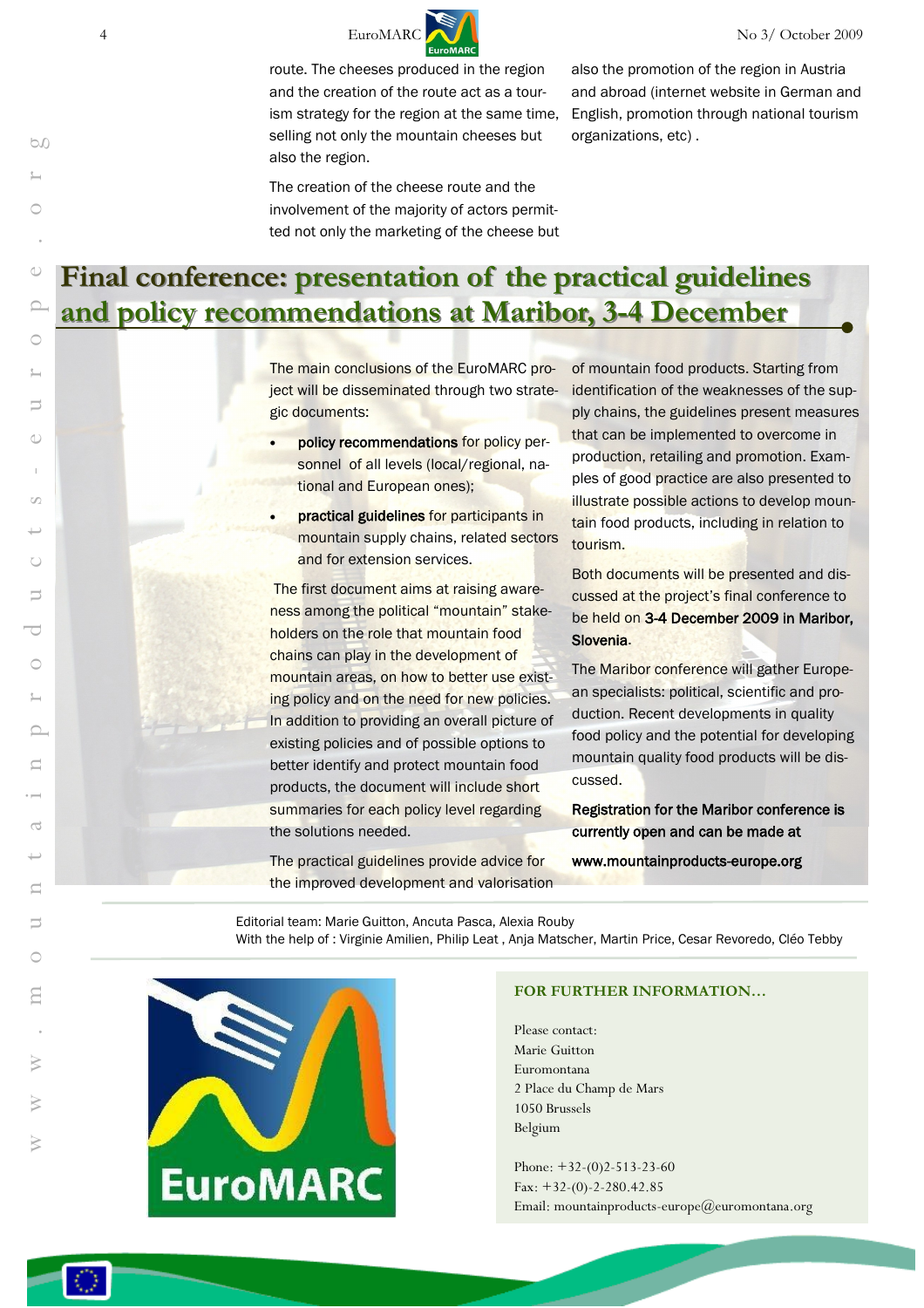route. The cheeses produced in the region and the creation of the route act as a tourism strategy for the region at the same time, selling not only the mountain cheeses but also the region.

The creation of the cheese route and the involvement of the majority of actors permitted not only the marketing of the cheese but also the promotion of the region in Austria and abroad (internet website in German and English, promotion through national tourism organizations, etc) .

## Final conference: presentation of the practical guidelines and policy recommendations at Maribor, 3-4 December

The main conclusions of the EuroMARC project will be disseminated through two strategic documents:

- **policy recommendations** for policy personnel of all levels (local/regional, national and European ones);
- **practical guidelines** for participants in mountain supply chains, related sectors and for extension services.

The first document aims at raising awareness among the political "mountain" stakeholders on the role that mountain food chains can play in the development of mountain areas, on how to better use existing policy and on the need for new policies. In addition to providing an overall picture of existing policies and of possible options to better identify and protect mountain food products, the document will include short summaries for each policy level regarding the solutions needed.

The practical guidelines provide advice for the improved development and valorisation of mountain food products. Starting from identification of the weaknesses of the supply chains, the guidelines present measures that can be implemented to overcome in production, retailing and promotion. Examples of good practice are also presented to illustrate possible actions to develop mountain food products, including in relation to tourism.

Both documents will be presented and discussed at the project's final conference to be held on **3-4 December 2009 in Maribor, Slovenia**.

The Maribor conference will gather European specialists: political, scientific and production. Recent developments in quality food policy and the potential for developing mountain quality food products will be discussed.

**Registration for the Maribor conference is currently open and can be made at www.mountainproducts-europe.org**

Editorial team: Marie Guitton, Ancuta Pasca, Alexia Rouby
With the help of : Virginie Amilien, Philip Leat , Anja Matscher, Martin Price, Cesar Revoredo, Cléo Tebby

**FOR FURTHER INFORMATION…**

Please contact:
Marie Guitton
Euromontana
2 Place du Champ de Mars
1050 Brussels
Belgium

Phone: +32-(0)2-513-23-60
Fax: +32-(0)-2-280.42.85
Email: mountainproducts-europe@euromontana.org